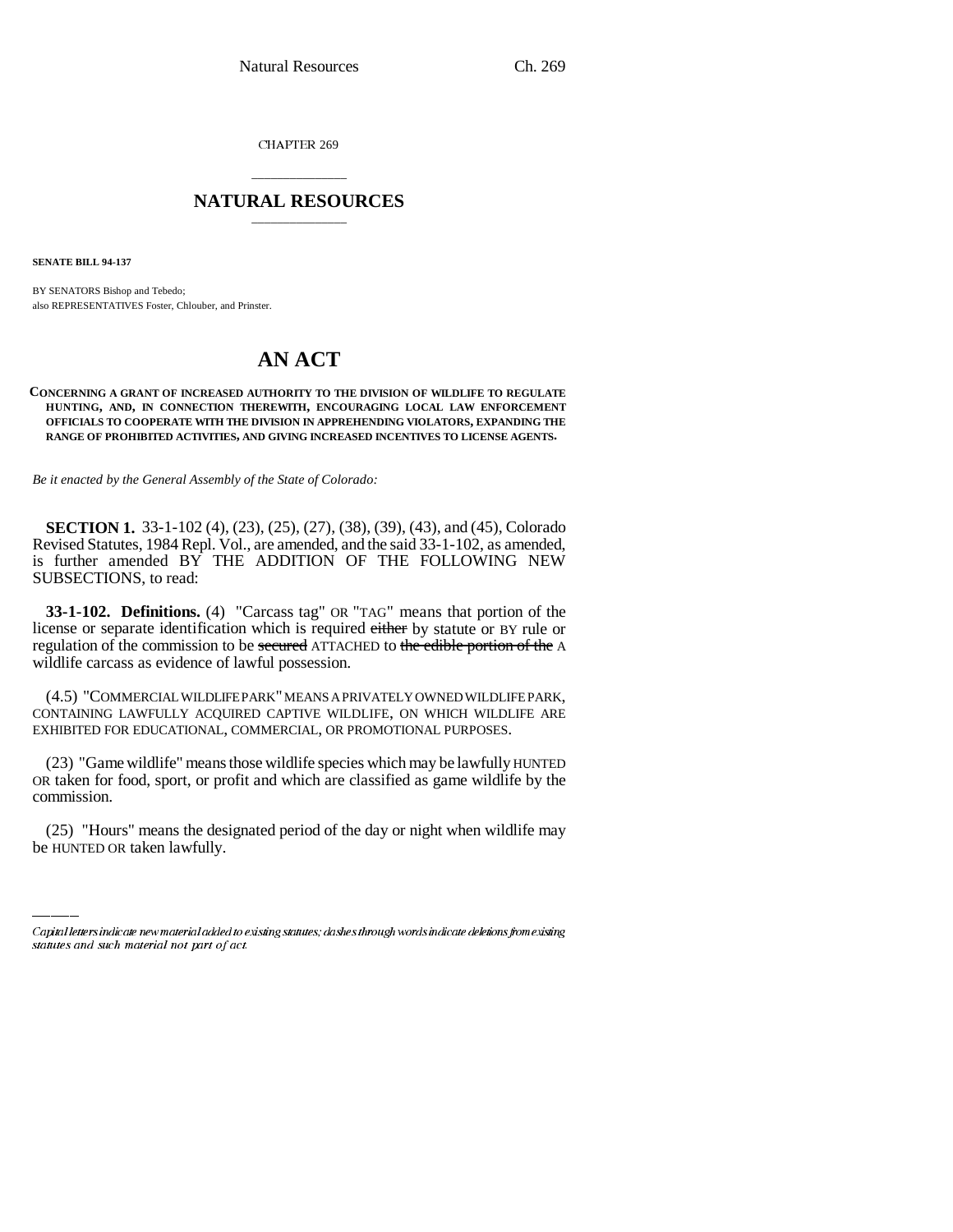CHAPTER 269

# NATURAL RESOURCES

**SENATE BILL 94-137**

BY SENATORS Bishop and Tebedo;
also REPRESENTATIVES Foster, Chlouber, and Prinster.

# AN ACT

**CONCERNING A GRANT OF INCREASED AUTHORITY TO THE DIVISION OF WILDLIFE TO REGULATE HUNTING, AND, IN CONNECTION THEREWITH, ENCOURAGING LOCAL LAW ENFORCEMENT OFFICIALS TO COOPERATE WITH THE DIVISION IN APPREHENDING VIOLATORS, EXPANDING THE RANGE OF PROHIBITED ACTIVITIES, AND GIVING INCREASED INCENTIVES TO LICENSE AGENTS.**

*Be it enacted by the General Assembly of the State of Colorado:*

**SECTION 1.** 33-1-102 (4), (23), (25), (27), (38), (39), (43), and (45), Colorado Revised Statutes, 1984 Repl. Vol., are amended, and the said 33-1-102, as amended, is further amended BY THE ADDITION OF THE FOLLOWING NEW SUBSECTIONS, to read:

**33-1-102. Definitions.** (4) "Carcass tag" OR "TAG" means that portion of the license or separate identification which is required ~~either~~ by statute or BY rule or regulation of the commission to be ~~secured~~ ATTACHED to ~~the edible portion of the~~ A wildlife carcass as evidence of lawful possession.

(4.5) "COMMERCIAL WILDLIFE PARK" MEANS A PRIVATELY OWNED WILDLIFE PARK, CONTAINING LAWFULLY ACQUIRED CAPTIVE WILDLIFE, ON WHICH WILDLIFE ARE EXHIBITED FOR EDUCATIONAL, COMMERCIAL, OR PROMOTIONAL PURPOSES.

(23) "Game wildlife" means those wildlife species which may be lawfully HUNTED OR taken for food, sport, or profit and which are classified as game wildlife by the commission.

(25) "Hours" means the designated period of the day or night when wildlife may be HUNTED OR taken lawfully.

---

*Capital letters indicate new material added to existing statutes; dashes through words indicate deletions from existing statutes and such material not part of act.*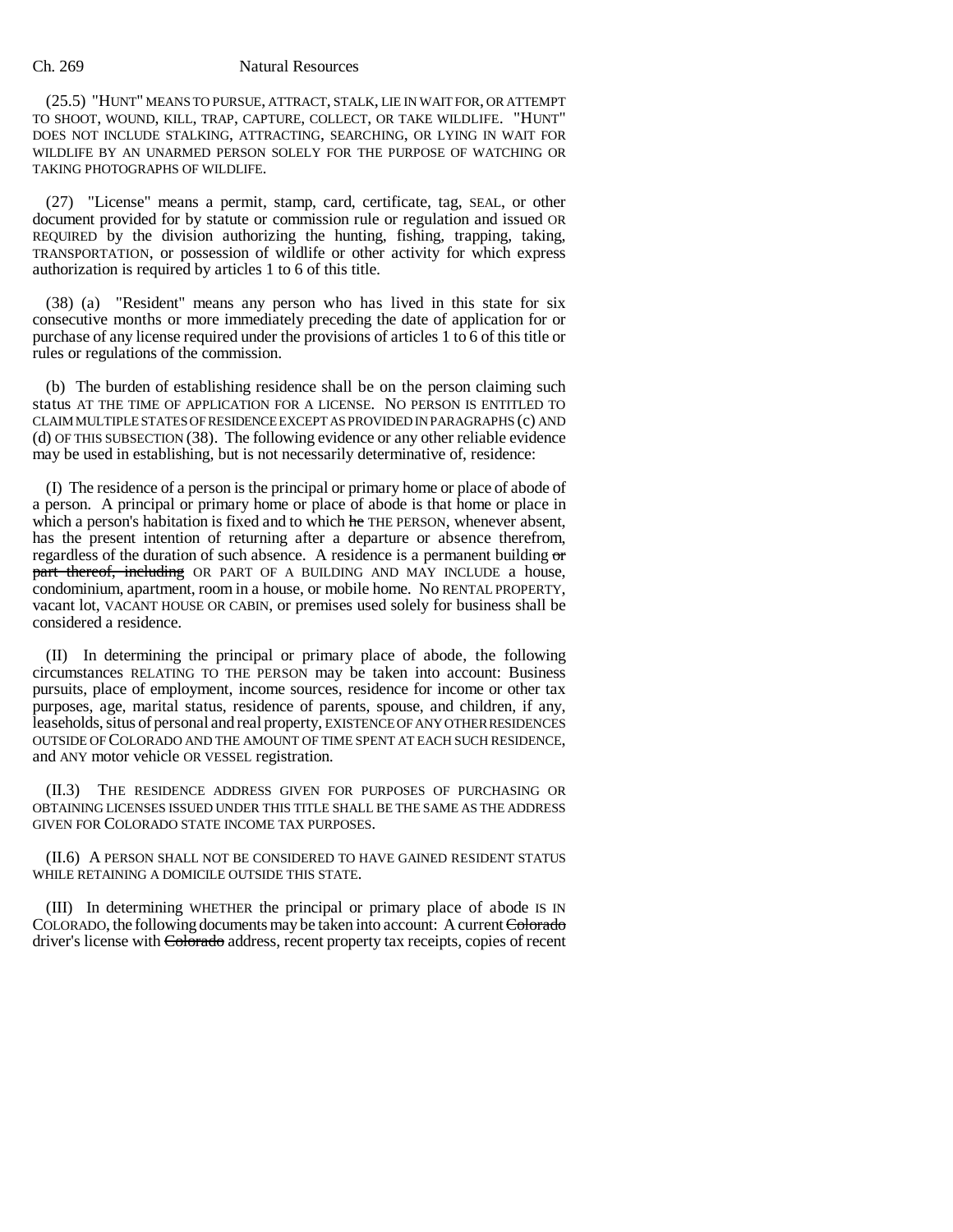(25.5) "HUNT" MEANS TO PURSUE, ATTRACT, STALK, LIE IN WAIT FOR, OR ATTEMPT TO SHOOT, WOUND, KILL, TRAP, CAPTURE, COLLECT, OR TAKE WILDLIFE. "HUNT" DOES NOT INCLUDE STALKING, ATTRACTING, SEARCHING, OR LYING IN WAIT FOR WILDLIFE BY AN UNARMED PERSON SOLELY FOR THE PURPOSE OF WATCHING OR TAKING PHOTOGRAPHS OF WILDLIFE.

(27) "License" means a permit, stamp, card, certificate, tag, SEAL, or other document provided for by statute or commission rule or regulation and issued OR REQUIRED by the division authorizing the hunting, fishing, trapping, taking, TRANSPORTATION, or possession of wildlife or other activity for which express authorization is required by articles 1 to 6 of this title.

(38) (a) "Resident" means any person who has lived in this state for six consecutive months or more immediately preceding the date of application for or purchase of any license required under the provisions of articles 1 to 6 of this title or rules or regulations of the commission.

(b) The burden of establishing residence shall be on the person claiming such status AT THE TIME OF APPLICATION FOR A LICENSE. NO PERSON IS ENTITLED TO CLAIM MULTIPLE STATES OF RESIDENCE EXCEPT AS PROVIDED IN PARAGRAPHS (c) AND (d) OF THIS SUBSECTION (38). The following evidence or any other reliable evidence may be used in establishing, but is not necessarily determinative of, residence:

(I) The residence of a person is the principal or primary home or place of abode of a person. A principal or primary home or place of abode is that home or place in which a person's habitation is fixed and to which ~~he~~ THE PERSON, whenever absent, has the present intention of returning after a departure or absence therefrom, regardless of the duration of such absence. A residence is a permanent building ~~or part thereof, including~~ OR PART OF A BUILDING AND MAY INCLUDE a house, condominium, apartment, room in a house, or mobile home. No RENTAL PROPERTY, vacant lot, VACANT HOUSE OR CABIN, or premises used solely for business shall be considered a residence.

(II) In determining the principal or primary place of abode, the following circumstances RELATING TO THE PERSON may be taken into account: Business pursuits, place of employment, income sources, residence for income or other tax purposes, age, marital status, residence of parents, spouse, and children, if any, leaseholds, situs of personal and real property, EXISTENCE OF ANY OTHER RESIDENCES OUTSIDE OF COLORADO AND THE AMOUNT OF TIME SPENT AT EACH SUCH RESIDENCE, and ANY motor vehicle OR VESSEL registration.

(II.3) THE RESIDENCE ADDRESS GIVEN FOR PURPOSES OF PURCHASING OR OBTAINING LICENSES ISSUED UNDER THIS TITLE SHALL BE THE SAME AS THE ADDRESS GIVEN FOR COLORADO STATE INCOME TAX PURPOSES.

(II.6) A PERSON SHALL NOT BE CONSIDERED TO HAVE GAINED RESIDENT STATUS WHILE RETAINING A DOMICILE OUTSIDE THIS STATE.

(III) In determining WHETHER the principal or primary place of abode IS IN COLORADO, the following documents may be taken into account: A current ~~Colorado~~ driver's license with ~~Colorado~~ address, recent property tax receipts, copies of recent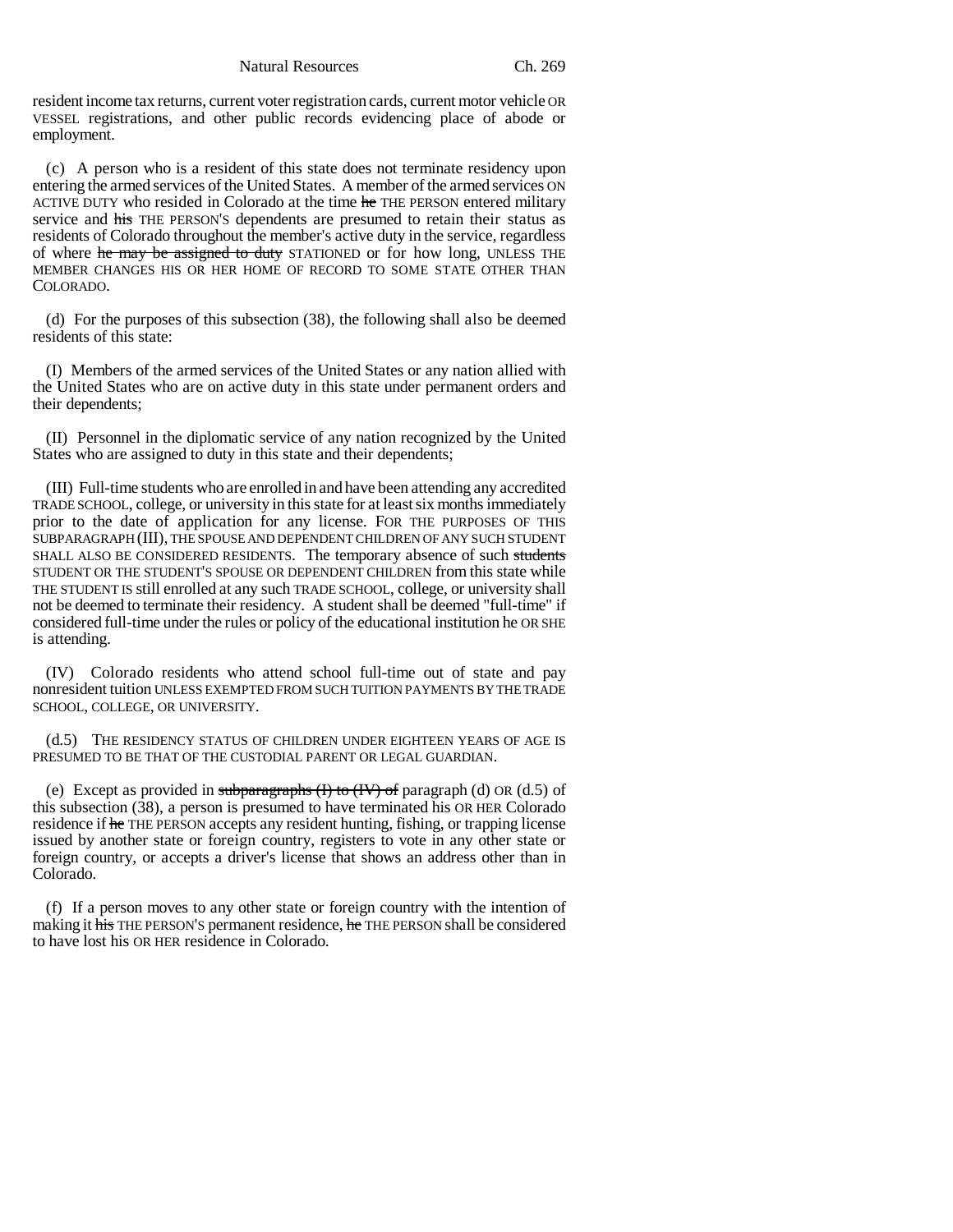resident income tax returns, current voter registration cards, current motor vehicle OR VESSEL registrations, and other public records evidencing place of abode or employment.

(c) A person who is a resident of this state does not terminate residency upon entering the armed services of the United States. A member of the armed services ON ACTIVE DUTY who resided in Colorado at the time ~~he~~ THE PERSON entered military service and ~~his~~ THE PERSON'S dependents are presumed to retain their status as residents of Colorado throughout the member's active duty in the service, regardless of where ~~he may be assigned to duty~~ STATIONED or for how long, UNLESS THE MEMBER CHANGES HIS OR HER HOME OF RECORD TO SOME STATE OTHER THAN COLORADO.

(d) For the purposes of this subsection (38), the following shall also be deemed residents of this state:

(I) Members of the armed services of the United States or any nation allied with the United States who are on active duty in this state under permanent orders and their dependents;

(II) Personnel in the diplomatic service of any nation recognized by the United States who are assigned to duty in this state and their dependents;

(III) Full-time students who are enrolled in and have been attending any accredited TRADE SCHOOL, college, or university in this state for at least six months immediately prior to the date of application for any license. FOR THE PURPOSES OF THIS SUBPARAGRAPH (III), THE SPOUSE AND DEPENDENT CHILDREN OF ANY SUCH STUDENT SHALL ALSO BE CONSIDERED RESIDENTS. The temporary absence of such ~~students~~ STUDENT OR THE STUDENT'S SPOUSE OR DEPENDENT CHILDREN from this state while THE STUDENT IS still enrolled at any such TRADE SCHOOL, college, or university shall not be deemed to terminate their residency. A student shall be deemed "full-time" if considered full-time under the rules or policy of the educational institution he OR SHE is attending.

(IV) Colorado residents who attend school full-time out of state and pay nonresident tuition UNLESS EXEMPTED FROM SUCH TUITION PAYMENTS BY THE TRADE SCHOOL, COLLEGE, OR UNIVERSITY.

(d.5) THE RESIDENCY STATUS OF CHILDREN UNDER EIGHTEEN YEARS OF AGE IS PRESUMED TO BE THAT OF THE CUSTODIAL PARENT OR LEGAL GUARDIAN.

(e) Except as provided in ~~subparagraphs (I) to (IV) of~~ paragraph (d) OR (d.5) of this subsection (38), a person is presumed to have terminated his OR HER Colorado residence if ~~he~~ THE PERSON accepts any resident hunting, fishing, or trapping license issued by another state or foreign country, registers to vote in any other state or foreign country, or accepts a driver's license that shows an address other than in Colorado.

(f) If a person moves to any other state or foreign country with the intention of making it ~~his~~ THE PERSON'S permanent residence, ~~he~~ THE PERSON shall be considered to have lost his OR HER residence in Colorado.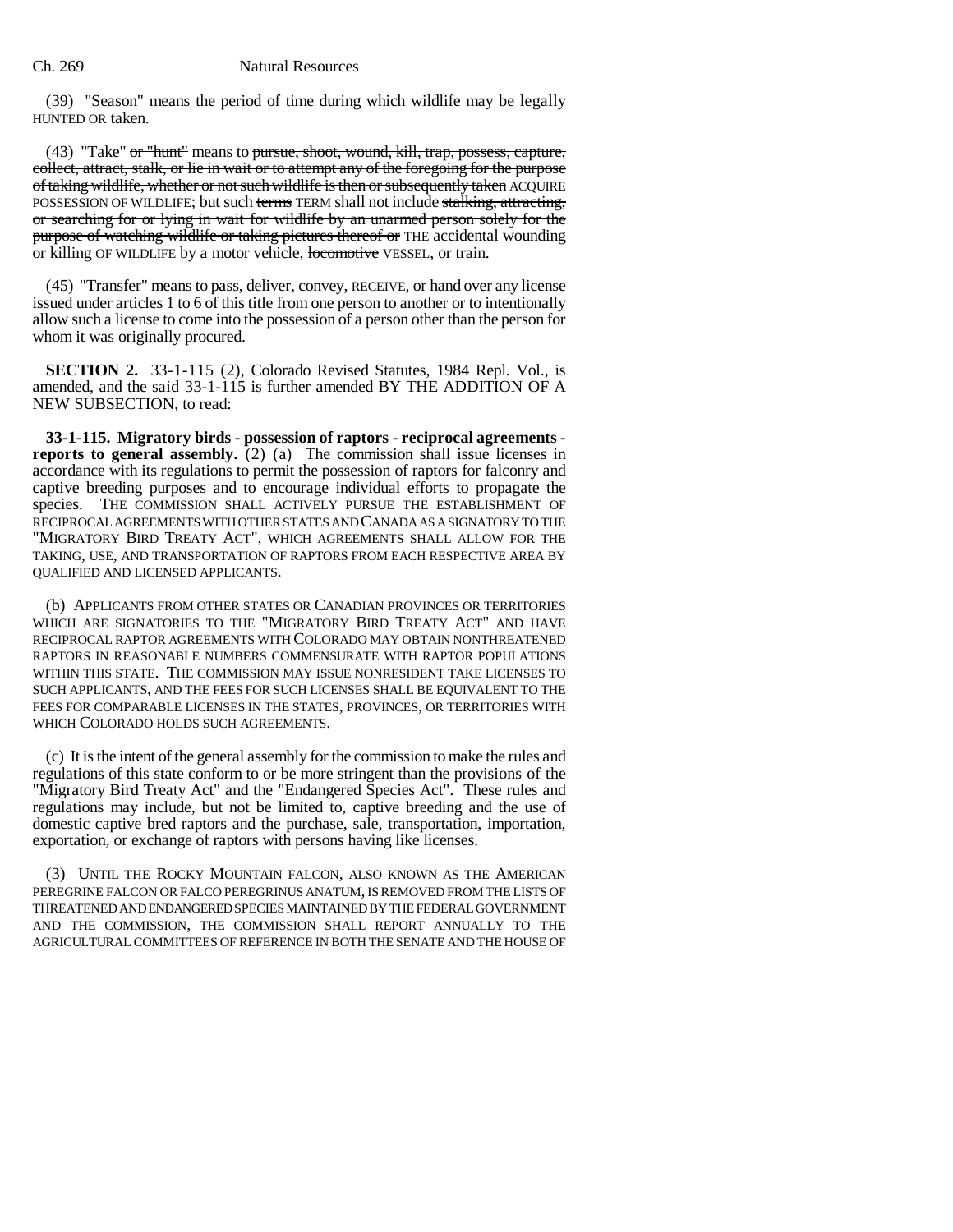(39) "Season" means the period of time during which wildlife may be legally HUNTED OR taken.

(43) "Take" ~~or "hunt"~~ means to ~~pursue, shoot, wound, kill, trap, possess, capture, collect, attract, stalk, or lie in wait or to attempt any of the foregoing for the purpose of taking wildlife, whether or not such wildlife is then or subsequently taken~~ ACQUIRE POSSESSION OF WILDLIFE; but such ~~terms~~ TERM shall not include ~~stalking, attracting, or searching for or lying in wait for wildlife by an unarmed person solely for the purpose of watching wildlife or taking pictures thereof or~~ THE accidental wounding or killing OF WILDLIFE by a motor vehicle, ~~locomotive~~ VESSEL, or train.

(45) "Transfer" means to pass, deliver, convey, RECEIVE, or hand over any license issued under articles 1 to 6 of this title from one person to another or to intentionally allow such a license to come into the possession of a person other than the person for whom it was originally procured.

**SECTION 2.** 33-1-115 (2), Colorado Revised Statutes, 1984 Repl. Vol., is amended, and the said 33-1-115 is further amended BY THE ADDITION OF A NEW SUBSECTION, to read:

**33-1-115. Migratory birds - possession of raptors - reciprocal agreements - reports to general assembly.** (2) (a) The commission shall issue licenses in accordance with its regulations to permit the possession of raptors for falconry and captive breeding purposes and to encourage individual efforts to propagate the species. THE COMMISSION SHALL ACTIVELY PURSUE THE ESTABLISHMENT OF RECIPROCAL AGREEMENTS WITH OTHER STATES AND CANADA AS A SIGNATORY TO THE "MIGRATORY BIRD TREATY ACT", WHICH AGREEMENTS SHALL ALLOW FOR THE TAKING, USE, AND TRANSPORTATION OF RAPTORS FROM EACH RESPECTIVE AREA BY QUALIFIED AND LICENSED APPLICANTS.

(b) APPLICANTS FROM OTHER STATES OR CANADIAN PROVINCES OR TERRITORIES WHICH ARE SIGNATORIES TO THE "MIGRATORY BIRD TREATY ACT" AND HAVE RECIPROCAL RAPTOR AGREEMENTS WITH COLORADO MAY OBTAIN NONTHREATENED RAPTORS IN REASONABLE NUMBERS COMMENSURATE WITH RAPTOR POPULATIONS WITHIN THIS STATE. THE COMMISSION MAY ISSUE NONRESIDENT TAKE LICENSES TO SUCH APPLICANTS, AND THE FEES FOR SUCH LICENSES SHALL BE EQUIVALENT TO THE FEES FOR COMPARABLE LICENSES IN THE STATES, PROVINCES, OR TERRITORIES WITH WHICH COLORADO HOLDS SUCH AGREEMENTS.

(c) It is the intent of the general assembly for the commission to make the rules and regulations of this state conform to or be more stringent than the provisions of the "Migratory Bird Treaty Act" and the "Endangered Species Act". These rules and regulations may include, but not be limited to, captive breeding and the use of domestic captive bred raptors and the purchase, sale, transportation, importation, exportation, or exchange of raptors with persons having like licenses.

(3) UNTIL THE ROCKY MOUNTAIN FALCON, ALSO KNOWN AS THE AMERICAN PEREGRINE FALCON OR FALCO PEREGRINUS ANATUM, IS REMOVED FROM THE LISTS OF THREATENED AND ENDANGERED SPECIES MAINTAINED BY THE FEDERAL GOVERNMENT AND THE COMMISSION, THE COMMISSION SHALL REPORT ANNUALLY TO THE AGRICULTURAL COMMITTEES OF REFERENCE IN BOTH THE SENATE AND THE HOUSE OF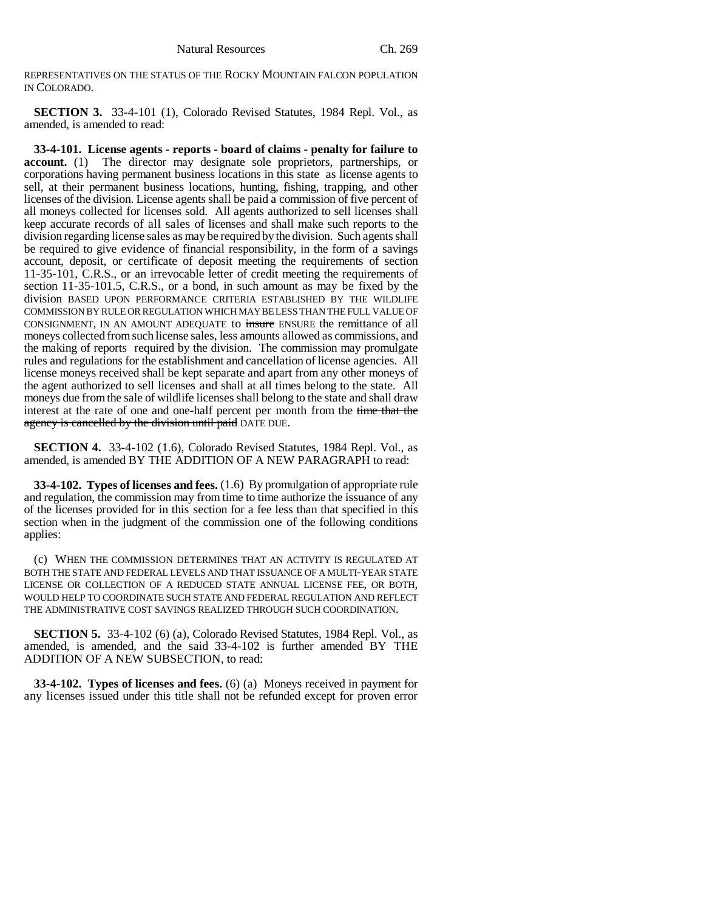REPRESENTATIVES ON THE STATUS OF THE ROCKY MOUNTAIN FALCON POPULATION IN COLORADO.

**SECTION 3.** 33-4-101 (1), Colorado Revised Statutes, 1984 Repl. Vol., as amended, is amended to read:

**33-4-101. License agents - reports - board of claims - penalty for failure to account.** (1) The director may designate sole proprietors, partnerships, or corporations having permanent business locations in this state as license agents to sell, at their permanent business locations, hunting, fishing, trapping, and other licenses of the division. License agents shall be paid a commission of five percent of all moneys collected for licenses sold. All agents authorized to sell licenses shall keep accurate records of all sales of licenses and shall make such reports to the division regarding license sales as may be required by the division. Such agents shall be required to give evidence of financial responsibility, in the form of a savings account, deposit, or certificate of deposit meeting the requirements of section 11-35-101, C.R.S., or an irrevocable letter of credit meeting the requirements of section 11-35-101.5, C.R.S., or a bond, in such amount as may be fixed by the division BASED UPON PERFORMANCE CRITERIA ESTABLISHED BY THE WILDLIFE COMMISSION BY RULE OR REGULATION WHICH MAY BE LESS THAN THE FULL VALUE OF CONSIGNMENT, IN AN AMOUNT ADEQUATE to ~~insure~~ ENSURE the remittance of all moneys collected from such license sales, less amounts allowed as commissions, and the making of reports required by the division. The commission may promulgate rules and regulations for the establishment and cancellation of license agencies. All license moneys received shall be kept separate and apart from any other moneys of the agent authorized to sell licenses and shall at all times belong to the state. All moneys due from the sale of wildlife licenses shall belong to the state and shall draw interest at the rate of one and one-half percent per month from the ~~time that the agency is cancelled by the division until paid~~ DATE DUE.

**SECTION 4.** 33-4-102 (1.6), Colorado Revised Statutes, 1984 Repl. Vol., as amended, is amended BY THE ADDITION OF A NEW PARAGRAPH to read:

**33-4-102. Types of licenses and fees.** (1.6) By promulgation of appropriate rule and regulation, the commission may from time to time authorize the issuance of any of the licenses provided for in this section for a fee less than that specified in this section when in the judgment of the commission one of the following conditions applies:

(c) WHEN THE COMMISSION DETERMINES THAT AN ACTIVITY IS REGULATED AT BOTH THE STATE AND FEDERAL LEVELS AND THAT ISSUANCE OF A MULTI-YEAR STATE LICENSE OR COLLECTION OF A REDUCED STATE ANNUAL LICENSE FEE, OR BOTH, WOULD HELP TO COORDINATE SUCH STATE AND FEDERAL REGULATION AND REFLECT THE ADMINISTRATIVE COST SAVINGS REALIZED THROUGH SUCH COORDINATION.

**SECTION 5.** 33-4-102 (6) (a), Colorado Revised Statutes, 1984 Repl. Vol., as amended, is amended, and the said 33-4-102 is further amended BY THE ADDITION OF A NEW SUBSECTION, to read:

**33-4-102. Types of licenses and fees.** (6) (a) Moneys received in payment for any licenses issued under this title shall not be refunded except for proven error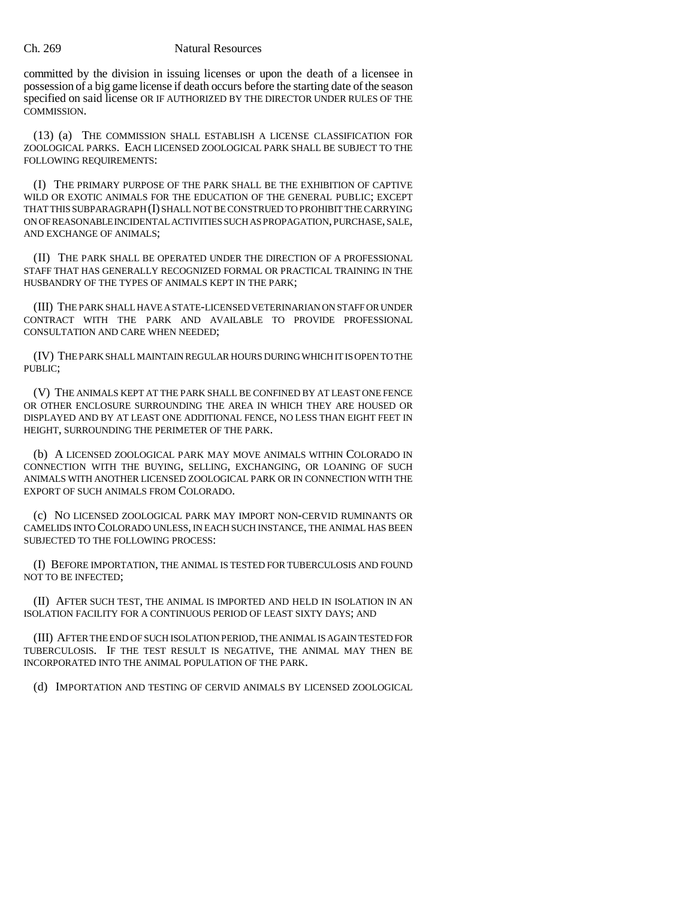committed by the division in issuing licenses or upon the death of a licensee in possession of a big game license if death occurs before the starting date of the season specified on said license OR IF AUTHORIZED BY THE DIRECTOR UNDER RULES OF THE COMMISSION.

(13) (a) THE COMMISSION SHALL ESTABLISH A LICENSE CLASSIFICATION FOR ZOOLOGICAL PARKS. EACH LICENSED ZOOLOGICAL PARK SHALL BE SUBJECT TO THE FOLLOWING REQUIREMENTS:

(I) THE PRIMARY PURPOSE OF THE PARK SHALL BE THE EXHIBITION OF CAPTIVE WILD OR EXOTIC ANIMALS FOR THE EDUCATION OF THE GENERAL PUBLIC; EXCEPT THAT THIS SUBPARAGRAPH (I) SHALL NOT BE CONSTRUED TO PROHIBIT THE CARRYING ON OF REASONABLE INCIDENTAL ACTIVITIES SUCH AS PROPAGATION, PURCHASE, SALE, AND EXCHANGE OF ANIMALS;

(II) THE PARK SHALL BE OPERATED UNDER THE DIRECTION OF A PROFESSIONAL STAFF THAT HAS GENERALLY RECOGNIZED FORMAL OR PRACTICAL TRAINING IN THE HUSBANDRY OF THE TYPES OF ANIMALS KEPT IN THE PARK;

(III) THE PARK SHALL HAVE A STATE-LICENSED VETERINARIAN ON STAFF OR UNDER CONTRACT WITH THE PARK AND AVAILABLE TO PROVIDE PROFESSIONAL CONSULTATION AND CARE WHEN NEEDED;

(IV) THE PARK SHALL MAINTAIN REGULAR HOURS DURING WHICH IT IS OPEN TO THE PUBLIC;

(V) THE ANIMALS KEPT AT THE PARK SHALL BE CONFINED BY AT LEAST ONE FENCE OR OTHER ENCLOSURE SURROUNDING THE AREA IN WHICH THEY ARE HOUSED OR DISPLAYED AND BY AT LEAST ONE ADDITIONAL FENCE, NO LESS THAN EIGHT FEET IN HEIGHT, SURROUNDING THE PERIMETER OF THE PARK.

(b) A LICENSED ZOOLOGICAL PARK MAY MOVE ANIMALS WITHIN COLORADO IN CONNECTION WITH THE BUYING, SELLING, EXCHANGING, OR LOANING OF SUCH ANIMALS WITH ANOTHER LICENSED ZOOLOGICAL PARK OR IN CONNECTION WITH THE EXPORT OF SUCH ANIMALS FROM COLORADO.

(c) NO LICENSED ZOOLOGICAL PARK MAY IMPORT NON-CERVID RUMINANTS OR CAMELIDS INTO COLORADO UNLESS, IN EACH SUCH INSTANCE, THE ANIMAL HAS BEEN SUBJECTED TO THE FOLLOWING PROCESS:

(I) BEFORE IMPORTATION, THE ANIMAL IS TESTED FOR TUBERCULOSIS AND FOUND NOT TO BE INFECTED;

(II) AFTER SUCH TEST, THE ANIMAL IS IMPORTED AND HELD IN ISOLATION IN AN ISOLATION FACILITY FOR A CONTINUOUS PERIOD OF LEAST SIXTY DAYS; AND

(III) AFTER THE END OF SUCH ISOLATION PERIOD, THE ANIMAL IS AGAIN TESTED FOR TUBERCULOSIS. IF THE TEST RESULT IS NEGATIVE, THE ANIMAL MAY THEN BE INCORPORATED INTO THE ANIMAL POPULATION OF THE PARK.

(d) IMPORTATION AND TESTING OF CERVID ANIMALS BY LICENSED ZOOLOGICAL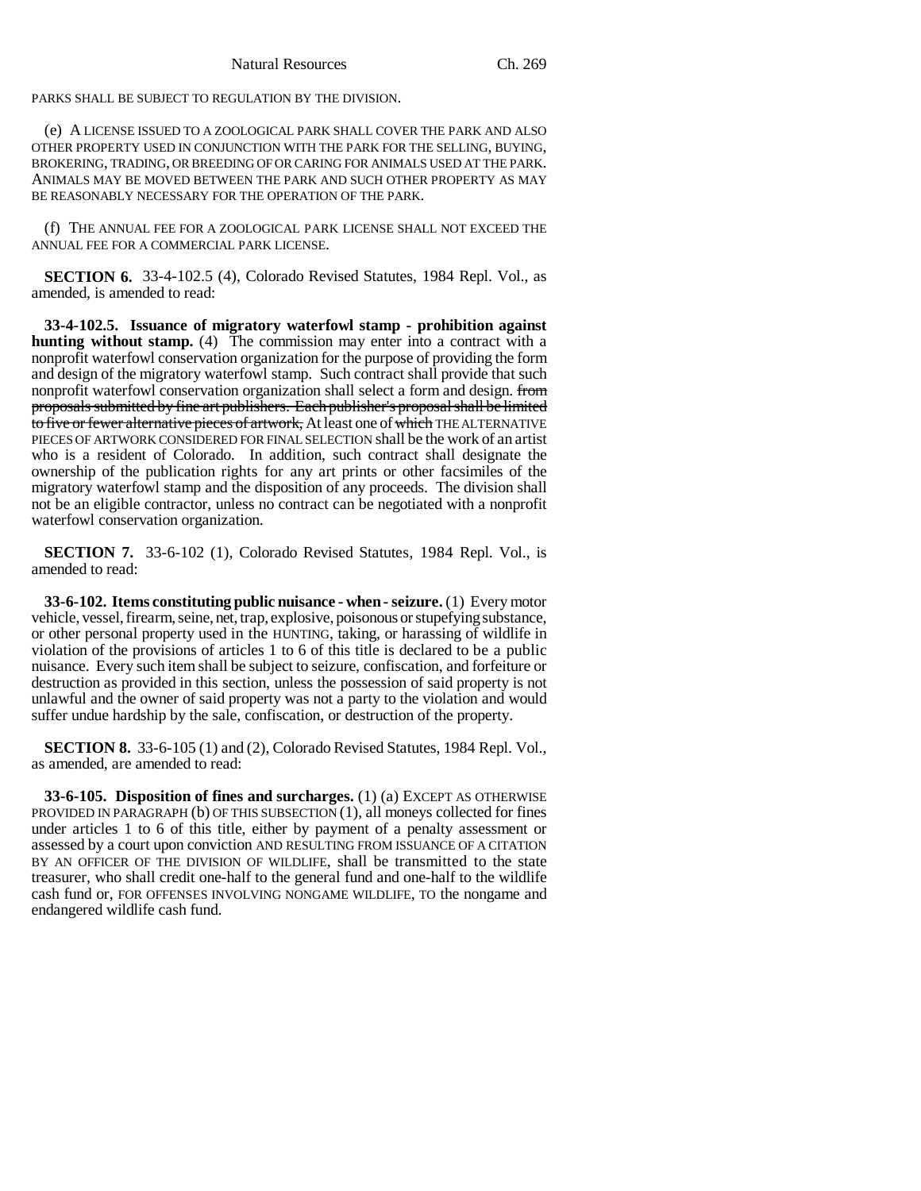PARKS SHALL BE SUBJECT TO REGULATION BY THE DIVISION.

(e) A LICENSE ISSUED TO A ZOOLOGICAL PARK SHALL COVER THE PARK AND ALSO OTHER PROPERTY USED IN CONJUNCTION WITH THE PARK FOR THE SELLING, BUYING, BROKERING, TRADING, OR BREEDING OF OR CARING FOR ANIMALS USED AT THE PARK. ANIMALS MAY BE MOVED BETWEEN THE PARK AND SUCH OTHER PROPERTY AS MAY BE REASONABLY NECESSARY FOR THE OPERATION OF THE PARK.

(f) THE ANNUAL FEE FOR A ZOOLOGICAL PARK LICENSE SHALL NOT EXCEED THE ANNUAL FEE FOR A COMMERCIAL PARK LICENSE.

**SECTION 6.** 33-4-102.5 (4), Colorado Revised Statutes, 1984 Repl. Vol., as amended, is amended to read:

**33-4-102.5. Issuance of migratory waterfowl stamp - prohibition against hunting without stamp.** (4) The commission may enter into a contract with a nonprofit waterfowl conservation organization for the purpose of providing the form and design of the migratory waterfowl stamp. Such contract shall provide that such nonprofit waterfowl conservation organization shall select a form and design. ~~from proposals submitted by fine art publishers. Each publisher's proposal shall be limited to five or fewer alternative pieces of artwork,~~ At least one of ~~which~~ THE ALTERNATIVE PIECES OF ARTWORK CONSIDERED FOR FINAL SELECTION shall be the work of an artist who is a resident of Colorado. In addition, such contract shall designate the ownership of the publication rights for any art prints or other facsimiles of the migratory waterfowl stamp and the disposition of any proceeds. The division shall not be an eligible contractor, unless no contract can be negotiated with a nonprofit waterfowl conservation organization.

**SECTION 7.** 33-6-102 (1), Colorado Revised Statutes, 1984 Repl. Vol., is amended to read:

**33-6-102. Items constituting public nuisance - when - seizure.** (1) Every motor vehicle, vessel, firearm, seine, net, trap, explosive, poisonous or stupefying substance, or other personal property used in the HUNTING, taking, or harassing of wildlife in violation of the provisions of articles 1 to 6 of this title is declared to be a public nuisance. Every such item shall be subject to seizure, confiscation, and forfeiture or destruction as provided in this section, unless the possession of said property is not unlawful and the owner of said property was not a party to the violation and would suffer undue hardship by the sale, confiscation, or destruction of the property.

**SECTION 8.** 33-6-105 (1) and (2), Colorado Revised Statutes, 1984 Repl. Vol., as amended, are amended to read:

**33-6-105. Disposition of fines and surcharges.** (1) (a) EXCEPT AS OTHERWISE PROVIDED IN PARAGRAPH (b) OF THIS SUBSECTION (1), all moneys collected for fines under articles 1 to 6 of this title, either by payment of a penalty assessment or assessed by a court upon conviction AND RESULTING FROM ISSUANCE OF A CITATION BY AN OFFICER OF THE DIVISION OF WILDLIFE, shall be transmitted to the state treasurer, who shall credit one-half to the general fund and one-half to the wildlife cash fund or, FOR OFFENSES INVOLVING NONGAME WILDLIFE, TO the nongame and endangered wildlife cash fund.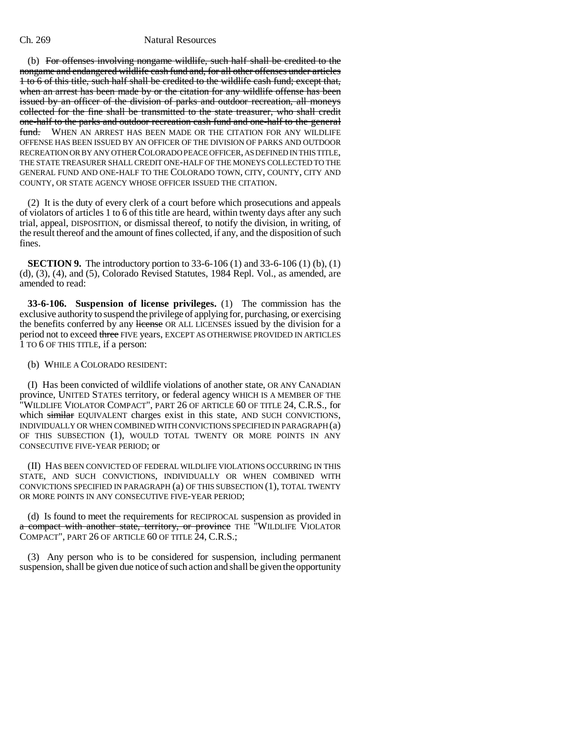(b) ~~For offenses involving nongame wildlife, such half shall be credited to the nongame and endangered wildlife cash fund and, for all other offenses under articles 1 to 6 of this title, such half shall be credited to the wildlife cash fund; except that, when an arrest has been made by or the citation for any wildlife offense has been issued by an officer of the division of parks and outdoor recreation, all moneys collected for the fine shall be transmitted to the state treasurer, who shall credit one-half to the parks and outdoor recreation cash fund and one-half to the general fund.~~ WHEN AN ARREST HAS BEEN MADE OR THE CITATION FOR ANY WILDLIFE OFFENSE HAS BEEN ISSUED BY AN OFFICER OF THE DIVISION OF PARKS AND OUTDOOR RECREATION OR BY ANY OTHER COLORADO PEACE OFFICER, AS DEFINED IN THIS TITLE, THE STATE TREASURER SHALL CREDIT ONE-HALF OF THE MONEYS COLLECTED TO THE GENERAL FUND AND ONE-HALF TO THE COLORADO TOWN, CITY, COUNTY, CITY AND COUNTY, OR STATE AGENCY WHOSE OFFICER ISSUED THE CITATION.

(2) It is the duty of every clerk of a court before which prosecutions and appeals of violators of articles 1 to 6 of this title are heard, within twenty days after any such trial, appeal, DISPOSITION, or dismissal thereof, to notify the division, in writing, of the result thereof and the amount of fines collected, if any, and the disposition of such fines.

**SECTION 9.** The introductory portion to 33-6-106 (1) and 33-6-106 (1) (b), (1) (d), (3), (4), and (5), Colorado Revised Statutes, 1984 Repl. Vol., as amended, are amended to read:

**33-6-106. Suspension of license privileges.** (1) The commission has the exclusive authority to suspend the privilege of applying for, purchasing, or exercising the benefits conferred by any ~~license~~ OR ALL LICENSES issued by the division for a period not to exceed ~~three~~ FIVE years, EXCEPT AS OTHERWISE PROVIDED IN ARTICLES 1 TO 6 OF THIS TITLE, if a person:

(b) WHILE A COLORADO RESIDENT:

(I) Has been convicted of wildlife violations of another state, OR ANY CANADIAN province, UNITED STATES territory, or federal agency WHICH IS A MEMBER OF THE "WILDLIFE VIOLATOR COMPACT", PART 26 OF ARTICLE 60 OF TITLE 24, C.R.S., for which ~~similar~~ EQUIVALENT charges exist in this state, AND SUCH CONVICTIONS, INDIVIDUALLY OR WHEN COMBINED WITH CONVICTIONS SPECIFIED IN PARAGRAPH (a) OF THIS SUBSECTION (1), WOULD TOTAL TWENTY OR MORE POINTS IN ANY CONSECUTIVE FIVE-YEAR PERIOD; or

(II) HAS BEEN CONVICTED OF FEDERAL WILDLIFE VIOLATIONS OCCURRING IN THIS STATE, AND SUCH CONVICTIONS, INDIVIDUALLY OR WHEN COMBINED WITH CONVICTIONS SPECIFIED IN PARAGRAPH (a) OF THIS SUBSECTION (1), TOTAL TWENTY OR MORE POINTS IN ANY CONSECUTIVE FIVE-YEAR PERIOD;

(d) Is found to meet the requirements for RECIPROCAL suspension as provided in ~~a compact with another state, territory, or province~~ THE "WILDLIFE VIOLATOR COMPACT", PART 26 OF ARTICLE 60 OF TITLE 24, C.R.S.;

(3) Any person who is to be considered for suspension, including permanent suspension, shall be given due notice of such action and shall be given the opportunity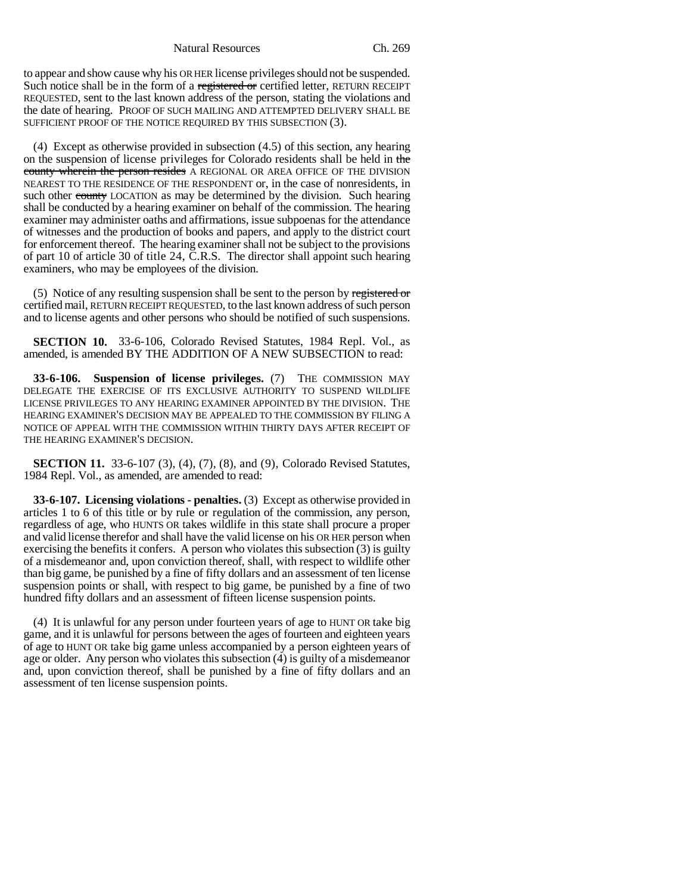to appear and show cause why his OR HER license privileges should not be suspended. Such notice shall be in the form of a ~~registered or~~ certified letter, RETURN RECEIPT REQUESTED, sent to the last known address of the person, stating the violations and the date of hearing. PROOF OF SUCH MAILING AND ATTEMPTED DELIVERY SHALL BE SUFFICIENT PROOF OF THE NOTICE REQUIRED BY THIS SUBSECTION (3).

(4) Except as otherwise provided in subsection (4.5) of this section, any hearing on the suspension of license privileges for Colorado residents shall be held in ~~the county wherein the person resides~~ A REGIONAL OR AREA OFFICE OF THE DIVISION NEAREST TO THE RESIDENCE OF THE RESPONDENT or, in the case of nonresidents, in such other ~~county~~ LOCATION as may be determined by the division. Such hearing shall be conducted by a hearing examiner on behalf of the commission. The hearing examiner may administer oaths and affirmations, issue subpoenas for the attendance of witnesses and the production of books and papers, and apply to the district court for enforcement thereof. The hearing examiner shall not be subject to the provisions of part 10 of article 30 of title 24, C.R.S. The director shall appoint such hearing examiners, who may be employees of the division.

(5) Notice of any resulting suspension shall be sent to the person by ~~registered or~~ certified mail, RETURN RECEIPT REQUESTED, to the last known address of such person and to license agents and other persons who should be notified of such suspensions.

**SECTION 10.** 33-6-106, Colorado Revised Statutes, 1984 Repl. Vol., as amended, is amended BY THE ADDITION OF A NEW SUBSECTION to read:

**33-6-106. Suspension of license privileges.** (7) THE COMMISSION MAY DELEGATE THE EXERCISE OF ITS EXCLUSIVE AUTHORITY TO SUSPEND WILDLIFE LICENSE PRIVILEGES TO ANY HEARING EXAMINER APPOINTED BY THE DIVISION. THE HEARING EXAMINER'S DECISION MAY BE APPEALED TO THE COMMISSION BY FILING A NOTICE OF APPEAL WITH THE COMMISSION WITHIN THIRTY DAYS AFTER RECEIPT OF THE HEARING EXAMINER'S DECISION.

**SECTION 11.** 33-6-107 (3), (4), (7), (8), and (9), Colorado Revised Statutes, 1984 Repl. Vol., as amended, are amended to read:

**33-6-107. Licensing violations - penalties.** (3) Except as otherwise provided in articles 1 to 6 of this title or by rule or regulation of the commission, any person, regardless of age, who HUNTS OR takes wildlife in this state shall procure a proper and valid license therefor and shall have the valid license on his OR HER person when exercising the benefits it confers. A person who violates this subsection (3) is guilty of a misdemeanor and, upon conviction thereof, shall, with respect to wildlife other than big game, be punished by a fine of fifty dollars and an assessment of ten license suspension points or shall, with respect to big game, be punished by a fine of two hundred fifty dollars and an assessment of fifteen license suspension points.

(4) It is unlawful for any person under fourteen years of age to HUNT OR take big game, and it is unlawful for persons between the ages of fourteen and eighteen years of age to HUNT OR take big game unless accompanied by a person eighteen years of age or older. Any person who violates this subsection (4) is guilty of a misdemeanor and, upon conviction thereof, shall be punished by a fine of fifty dollars and an assessment of ten license suspension points.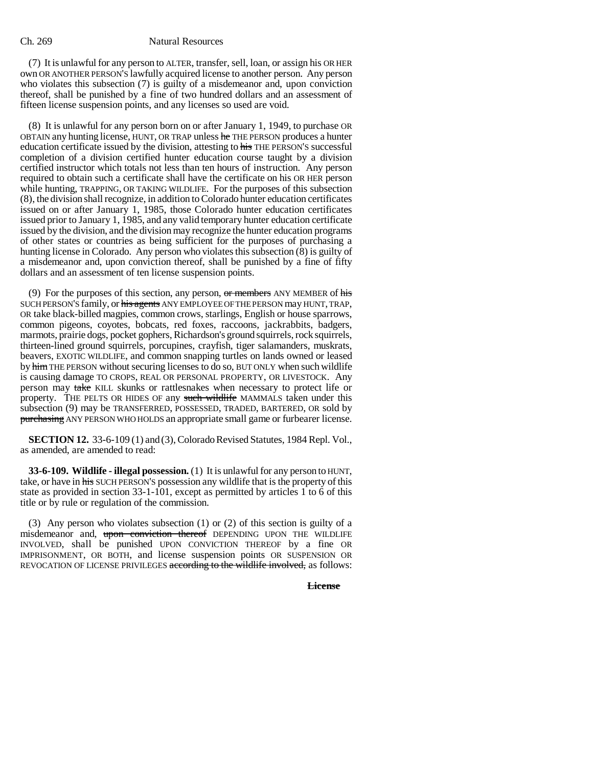(7) It is unlawful for any person to ALTER, transfer, sell, loan, or assign his OR HER own OR ANOTHER PERSON'S lawfully acquired license to another person. Any person who violates this subsection (7) is guilty of a misdemeanor and, upon conviction thereof, shall be punished by a fine of two hundred dollars and an assessment of fifteen license suspension points, and any licenses so used are void.

(8) It is unlawful for any person born on or after January 1, 1949, to purchase OR OBTAIN any hunting license, HUNT, OR TRAP unless ~~he~~ THE PERSON produces a hunter education certificate issued by the division, attesting to ~~his~~ THE PERSON'S successful completion of a division certified hunter education course taught by a division certified instructor which totals not less than ten hours of instruction. Any person required to obtain such a certificate shall have the certificate on his OR HER person while hunting, TRAPPING, OR TAKING WILDLIFE. For the purposes of this subsection (8), the division shall recognize, in addition to Colorado hunter education certificates issued on or after January 1, 1985, those Colorado hunter education certificates issued prior to January 1, 1985, and any valid temporary hunter education certificate issued by the division, and the division may recognize the hunter education programs of other states or countries as being sufficient for the purposes of purchasing a hunting license in Colorado. Any person who violates this subsection (8) is guilty of a misdemeanor and, upon conviction thereof, shall be punished by a fine of fifty dollars and an assessment of ten license suspension points.

(9) For the purposes of this section, any person, ~~or members~~ ANY MEMBER of ~~his~~ SUCH PERSON'S family, or ~~his agents~~ ANY EMPLOYEE OF THE PERSON may HUNT, TRAP, OR take black-billed magpies, common crows, starlings, English or house sparrows, common pigeons, coyotes, bobcats, red foxes, raccoons, jackrabbits, badgers, marmots, prairie dogs, pocket gophers, Richardson's ground squirrels, rock squirrels, thirteen-lined ground squirrels, porcupines, crayfish, tiger salamanders, muskrats, beavers, EXOTIC WILDLIFE, and common snapping turtles on lands owned or leased by ~~him~~ THE PERSON without securing licenses to do so, BUT ONLY when such wildlife is causing damage TO CROPS, REAL OR PERSONAL PROPERTY, OR LIVESTOCK. Any person may ~~take~~ KILL skunks or rattlesnakes when necessary to protect life or property. THE PELTS OR HIDES OF any ~~such wildlife~~ MAMMALS taken under this subsection (9) may be TRANSFERRED, POSSESSED, TRADED, BARTERED, OR sold by ~~purchasing~~ ANY PERSON WHO HOLDS an appropriate small game or furbearer license.

**SECTION 12.** 33-6-109 (1) and (3), Colorado Revised Statutes, 1984 Repl. Vol., as amended, are amended to read:

**33-6-109. Wildlife - illegal possession.** (1) It is unlawful for any person to HUNT, take, or have in ~~his~~ SUCH PERSON'S possession any wildlife that is the property of this state as provided in section 33-1-101, except as permitted by articles 1 to 6 of this title or by rule or regulation of the commission.

(3) Any person who violates subsection (1) or (2) of this section is guilty of a misdemeanor and, ~~upon conviction thereof~~ DEPENDING UPON THE WILDLIFE INVOLVED, shall be punished UPON CONVICTION THEREOF by a fine OR IMPRISONMENT, OR BOTH, and license suspension points OR SUSPENSION OR REVOCATION OF LICENSE PRIVILEGES ~~according to the wildlife involved,~~ as follows:

~~**License**~~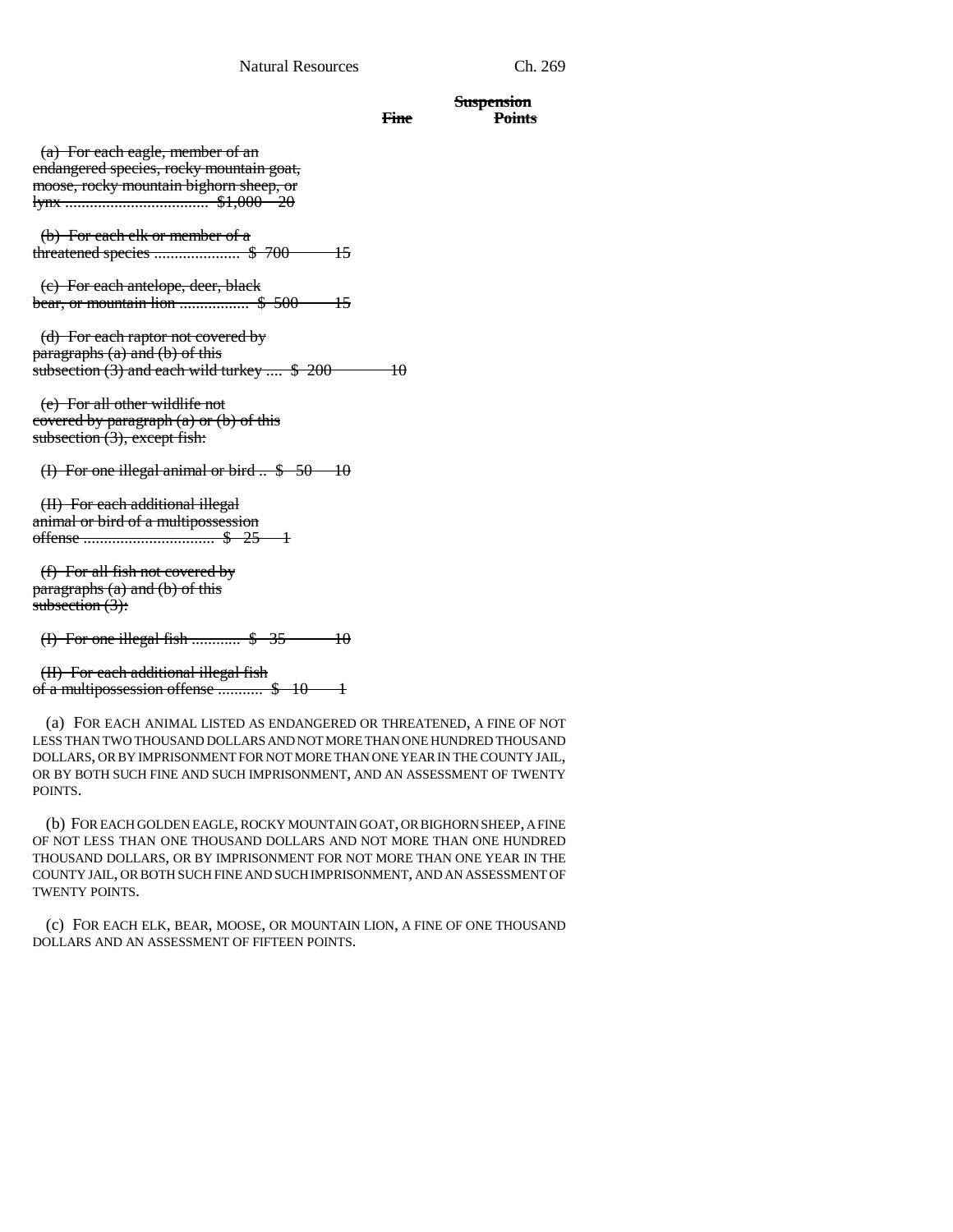| | ~~Fine~~ | ~~Suspension Points~~ |
|---|---|---|
| ~~(a) For each eagle, member of an endangered species, rocky mountain goat, moose, rocky mountain bighorn sheep, or lynx~~ | ~~$1,000~~ | ~~20~~ |
| ~~(b) For each elk or member of a threatened species~~ | ~~$ 700~~ | ~~15~~ |
| ~~(c) For each antelope, deer, black bear, or mountain lion~~ | ~~$ 500~~ | ~~15~~ |
| ~~(d) For each raptor not covered by paragraphs (a) and (b) of this subsection (3) and each wild turkey~~ | ~~$ 200~~ | ~~10~~ |
| ~~(e) For all other wildlife not covered by paragraph (a) or (b) of this subsection (3), except fish:~~ | | |
| ~~(I) For one illegal animal or bird~~ | ~~$ 50~~ | ~~10~~ |
| ~~(II) For each additional illegal animal or bird of a multipossession offense~~ | ~~$ 25~~ | ~~1~~ |
| ~~(f) For all fish not covered by paragraphs (a) and (b) of this subsection (3):~~ | | |
| ~~(I) For one illegal fish~~ | ~~$ 35~~ | ~~10~~ |
| ~~(II) For each additional illegal fish of a multipossession offense~~ | ~~$ 10~~ | ~~1~~ |

(a) FOR EACH ANIMAL LISTED AS ENDANGERED OR THREATENED, A FINE OF NOT LESS THAN TWO THOUSAND DOLLARS AND NOT MORE THAN ONE HUNDRED THOUSAND DOLLARS, OR BY IMPRISONMENT FOR NOT MORE THAN ONE YEAR IN THE COUNTY JAIL, OR BY BOTH SUCH FINE AND SUCH IMPRISONMENT, AND AN ASSESSMENT OF TWENTY POINTS.

(b) FOR EACH GOLDEN EAGLE, ROCKY MOUNTAIN GOAT, OR BIGHORN SHEEP, A FINE OF NOT LESS THAN ONE THOUSAND DOLLARS AND NOT MORE THAN ONE HUNDRED THOUSAND DOLLARS, OR BY IMPRISONMENT FOR NOT MORE THAN ONE YEAR IN THE COUNTY JAIL, OR BOTH SUCH FINE AND SUCH IMPRISONMENT, AND AN ASSESSMENT OF TWENTY POINTS.

(c) FOR EACH ELK, BEAR, MOOSE, OR MOUNTAIN LION, A FINE OF ONE THOUSAND DOLLARS AND AN ASSESSMENT OF FIFTEEN POINTS.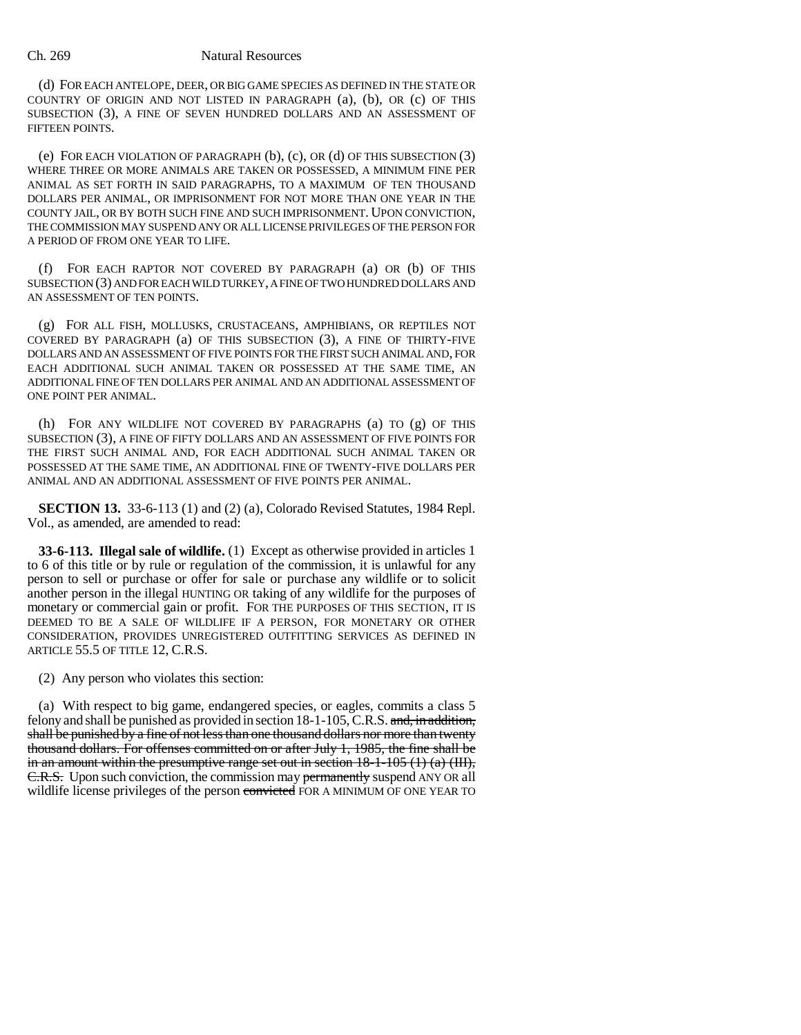(d) FOR EACH ANTELOPE, DEER, OR BIG GAME SPECIES AS DEFINED IN THE STATE OR COUNTRY OF ORIGIN AND NOT LISTED IN PARAGRAPH (a), (b), OR (c) OF THIS SUBSECTION (3), A FINE OF SEVEN HUNDRED DOLLARS AND AN ASSESSMENT OF FIFTEEN POINTS.

(e) FOR EACH VIOLATION OF PARAGRAPH (b), (c), OR (d) OF THIS SUBSECTION (3) WHERE THREE OR MORE ANIMALS ARE TAKEN OR POSSESSED, A MINIMUM FINE PER ANIMAL AS SET FORTH IN SAID PARAGRAPHS, TO A MAXIMUM OF TEN THOUSAND DOLLARS PER ANIMAL, OR IMPRISONMENT FOR NOT MORE THAN ONE YEAR IN THE COUNTY JAIL, OR BY BOTH SUCH FINE AND SUCH IMPRISONMENT. UPON CONVICTION, THE COMMISSION MAY SUSPEND ANY OR ALL LICENSE PRIVILEGES OF THE PERSON FOR A PERIOD OF FROM ONE YEAR TO LIFE.

(f) FOR EACH RAPTOR NOT COVERED BY PARAGRAPH (a) OR (b) OF THIS SUBSECTION (3) AND FOR EACH WILD TURKEY, A FINE OF TWO HUNDRED DOLLARS AND AN ASSESSMENT OF TEN POINTS.

(g) FOR ALL FISH, MOLLUSKS, CRUSTACEANS, AMPHIBIANS, OR REPTILES NOT COVERED BY PARAGRAPH (a) OF THIS SUBSECTION (3), A FINE OF THIRTY-FIVE DOLLARS AND AN ASSESSMENT OF FIVE POINTS FOR THE FIRST SUCH ANIMAL AND, FOR EACH ADDITIONAL SUCH ANIMAL TAKEN OR POSSESSED AT THE SAME TIME, AN ADDITIONAL FINE OF TEN DOLLARS PER ANIMAL AND AN ADDITIONAL ASSESSMENT OF ONE POINT PER ANIMAL.

(h) FOR ANY WILDLIFE NOT COVERED BY PARAGRAPHS (a) TO (g) OF THIS SUBSECTION (3), A FINE OF FIFTY DOLLARS AND AN ASSESSMENT OF FIVE POINTS FOR THE FIRST SUCH ANIMAL AND, FOR EACH ADDITIONAL SUCH ANIMAL TAKEN OR POSSESSED AT THE SAME TIME, AN ADDITIONAL FINE OF TWENTY-FIVE DOLLARS PER ANIMAL AND AN ADDITIONAL ASSESSMENT OF FIVE POINTS PER ANIMAL.

**SECTION 13.** 33-6-113 (1) and (2) (a), Colorado Revised Statutes, 1984 Repl. Vol., as amended, are amended to read:

**33-6-113. Illegal sale of wildlife.** (1) Except as otherwise provided in articles 1 to 6 of this title or by rule or regulation of the commission, it is unlawful for any person to sell or purchase or offer for sale or purchase any wildlife or to solicit another person in the illegal HUNTING OR taking of any wildlife for the purposes of monetary or commercial gain or profit. FOR THE PURPOSES OF THIS SECTION, IT IS DEEMED TO BE A SALE OF WILDLIFE IF A PERSON, FOR MONETARY OR OTHER CONSIDERATION, PROVIDES UNREGISTERED OUTFITTING SERVICES AS DEFINED IN ARTICLE 55.5 OF TITLE 12, C.R.S.

(2) Any person who violates this section:

(a) With respect to big game, endangered species, or eagles, commits a class 5 felony and shall be punished as provided in section 18-1-105, C.R.S. ~~and, in addition, shall be punished by a fine of not less than one thousand dollars nor more than twenty thousand dollars. For offenses committed on or after July 1, 1985, the fine shall be in an amount within the presumptive range set out in section 18-1-105 (1) (a) (III), C.R.S.~~ Upon such conviction, the commission may ~~permanently~~ suspend ANY OR all wildlife license privileges of the person ~~convicted~~ FOR A MINIMUM OF ONE YEAR TO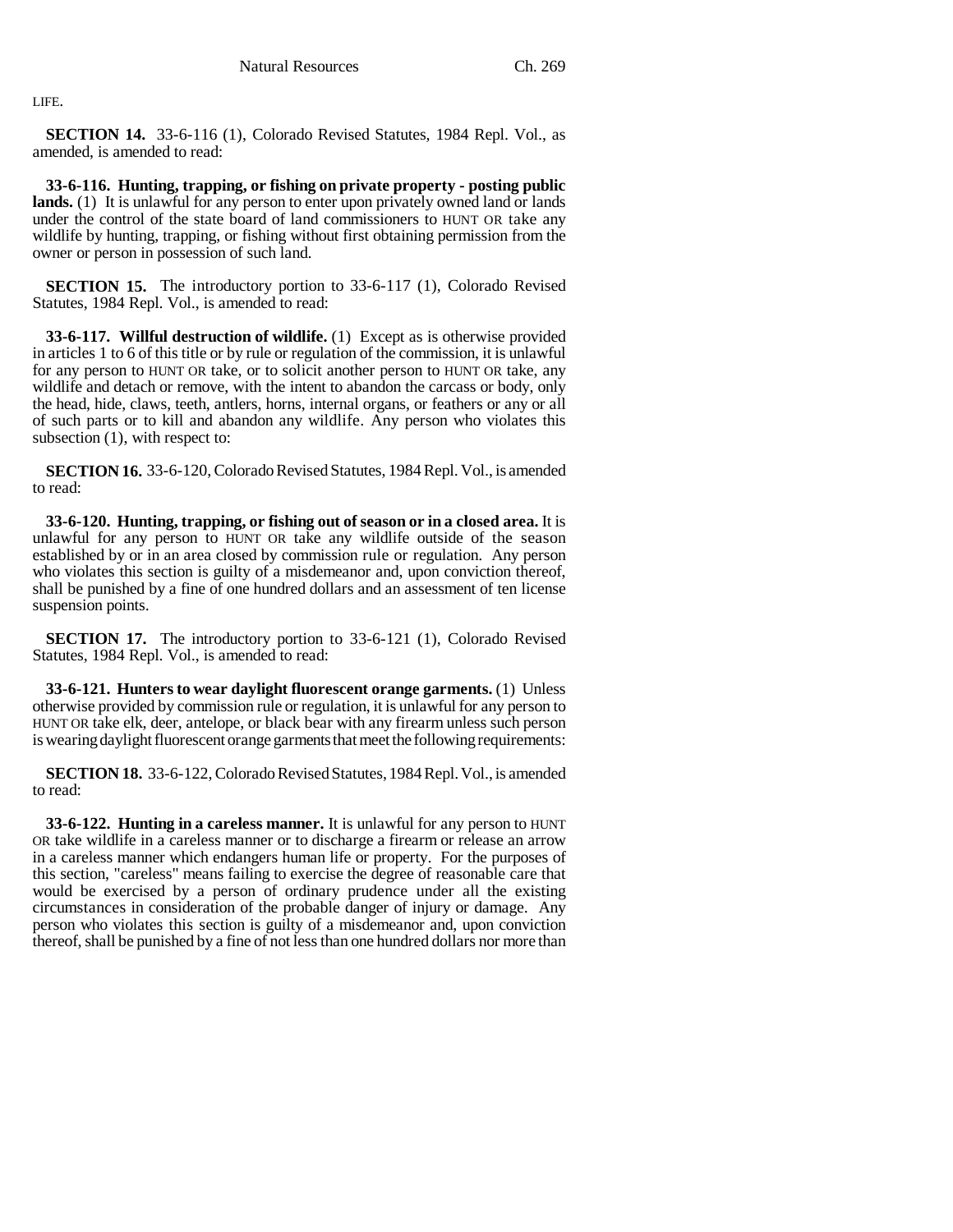LIFE.

**SECTION 14.** 33-6-116 (1), Colorado Revised Statutes, 1984 Repl. Vol., as amended, is amended to read:

**33-6-116. Hunting, trapping, or fishing on private property - posting public lands.** (1) It is unlawful for any person to enter upon privately owned land or lands under the control of the state board of land commissioners to HUNT OR take any wildlife by hunting, trapping, or fishing without first obtaining permission from the owner or person in possession of such land.

**SECTION 15.** The introductory portion to 33-6-117 (1), Colorado Revised Statutes, 1984 Repl. Vol., is amended to read:

**33-6-117. Willful destruction of wildlife.** (1) Except as is otherwise provided in articles 1 to 6 of this title or by rule or regulation of the commission, it is unlawful for any person to HUNT OR take, or to solicit another person to HUNT OR take, any wildlife and detach or remove, with the intent to abandon the carcass or body, only the head, hide, claws, teeth, antlers, horns, internal organs, or feathers or any or all of such parts or to kill and abandon any wildlife. Any person who violates this subsection (1), with respect to:

**SECTION 16.** 33-6-120, Colorado Revised Statutes, 1984 Repl. Vol., is amended to read:

**33-6-120. Hunting, trapping, or fishing out of season or in a closed area.** It is unlawful for any person to HUNT OR take any wildlife outside of the season established by or in an area closed by commission rule or regulation. Any person who violates this section is guilty of a misdemeanor and, upon conviction thereof, shall be punished by a fine of one hundred dollars and an assessment of ten license suspension points.

**SECTION 17.** The introductory portion to 33-6-121 (1), Colorado Revised Statutes, 1984 Repl. Vol., is amended to read:

**33-6-121. Hunters to wear daylight fluorescent orange garments.** (1) Unless otherwise provided by commission rule or regulation, it is unlawful for any person to HUNT OR take elk, deer, antelope, or black bear with any firearm unless such person is wearing daylight fluorescent orange garments that meet the following requirements:

**SECTION 18.** 33-6-122, Colorado Revised Statutes, 1984 Repl. Vol., is amended to read:

**33-6-122. Hunting in a careless manner.** It is unlawful for any person to HUNT OR take wildlife in a careless manner or to discharge a firearm or release an arrow in a careless manner which endangers human life or property. For the purposes of this section, "careless" means failing to exercise the degree of reasonable care that would be exercised by a person of ordinary prudence under all the existing circumstances in consideration of the probable danger of injury or damage. Any person who violates this section is guilty of a misdemeanor and, upon conviction thereof, shall be punished by a fine of not less than one hundred dollars nor more than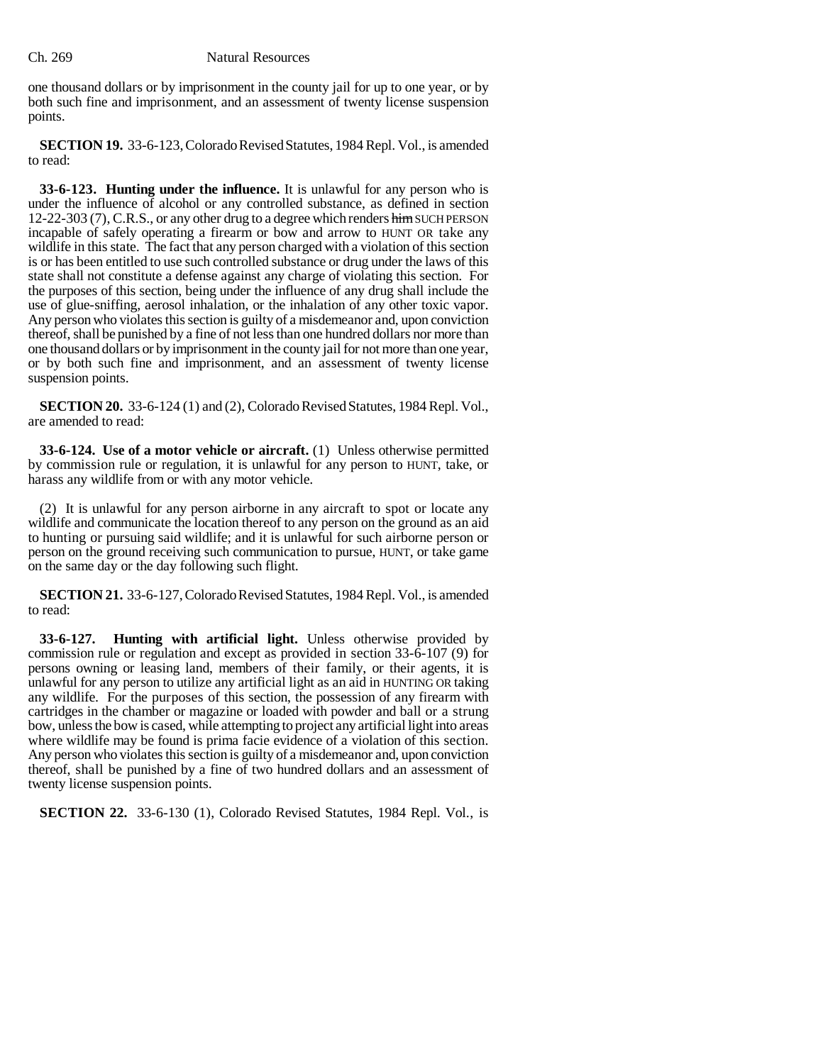one thousand dollars or by imprisonment in the county jail for up to one year, or by both such fine and imprisonment, and an assessment of twenty license suspension points.

**SECTION 19.** 33-6-123, Colorado Revised Statutes, 1984 Repl. Vol., is amended to read:

**33-6-123. Hunting under the influence.** It is unlawful for any person who is under the influence of alcohol or any controlled substance, as defined in section 12-22-303 (7), C.R.S., or any other drug to a degree which renders ~~him~~ SUCH PERSON incapable of safely operating a firearm or bow and arrow to HUNT OR take any wildlife in this state. The fact that any person charged with a violation of this section is or has been entitled to use such controlled substance or drug under the laws of this state shall not constitute a defense against any charge of violating this section. For the purposes of this section, being under the influence of any drug shall include the use of glue-sniffing, aerosol inhalation, or the inhalation of any other toxic vapor. Any person who violates this section is guilty of a misdemeanor and, upon conviction thereof, shall be punished by a fine of not less than one hundred dollars nor more than one thousand dollars or by imprisonment in the county jail for not more than one year, or by both such fine and imprisonment, and an assessment of twenty license suspension points.

**SECTION 20.** 33-6-124 (1) and (2), Colorado Revised Statutes, 1984 Repl. Vol., are amended to read:

**33-6-124. Use of a motor vehicle or aircraft.** (1) Unless otherwise permitted by commission rule or regulation, it is unlawful for any person to HUNT, take, or harass any wildlife from or with any motor vehicle.

(2) It is unlawful for any person airborne in any aircraft to spot or locate any wildlife and communicate the location thereof to any person on the ground as an aid to hunting or pursuing said wildlife; and it is unlawful for such airborne person or person on the ground receiving such communication to pursue, HUNT, or take game on the same day or the day following such flight.

**SECTION 21.** 33-6-127, Colorado Revised Statutes, 1984 Repl. Vol., is amended to read:

**33-6-127. Hunting with artificial light.** Unless otherwise provided by commission rule or regulation and except as provided in section 33-6-107 (9) for persons owning or leasing land, members of their family, or their agents, it is unlawful for any person to utilize any artificial light as an aid in HUNTING OR taking any wildlife. For the purposes of this section, the possession of any firearm with cartridges in the chamber or magazine or loaded with powder and ball or a strung bow, unless the bow is cased, while attempting to project any artificial light into areas where wildlife may be found is prima facie evidence of a violation of this section. Any person who violates this section is guilty of a misdemeanor and, upon conviction thereof, shall be punished by a fine of two hundred dollars and an assessment of twenty license suspension points.

**SECTION 22.** 33-6-130 (1), Colorado Revised Statutes, 1984 Repl. Vol., is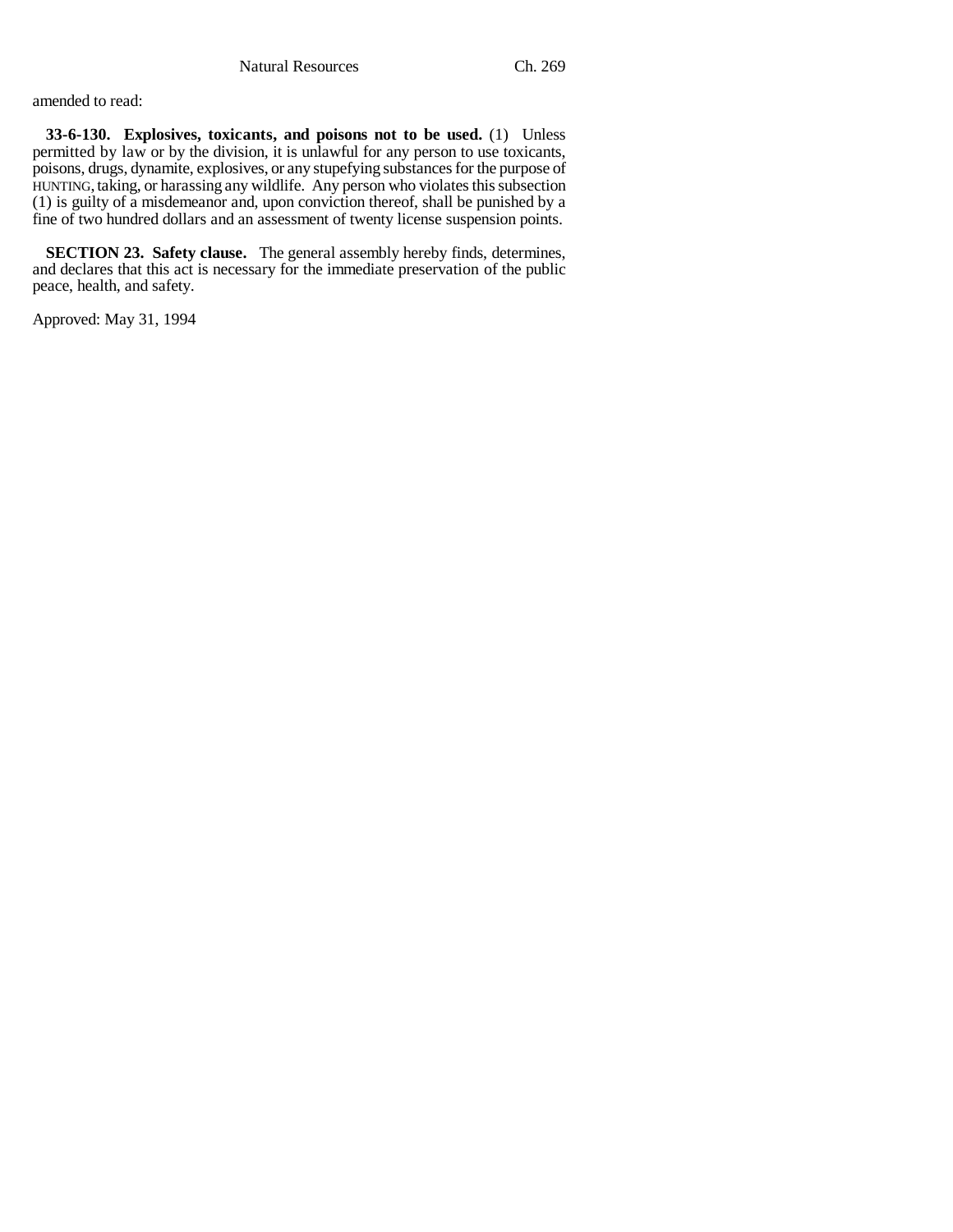amended to read:

**33-6-130. Explosives, toxicants, and poisons not to be used.** (1) Unless permitted by law or by the division, it is unlawful for any person to use toxicants, poisons, drugs, dynamite, explosives, or any stupefying substances for the purpose of HUNTING, taking, or harassing any wildlife. Any person who violates this subsection (1) is guilty of a misdemeanor and, upon conviction thereof, shall be punished by a fine of two hundred dollars and an assessment of twenty license suspension points.

**SECTION 23. Safety clause.** The general assembly hereby finds, determines, and declares that this act is necessary for the immediate preservation of the public peace, health, and safety.

Approved: May 31, 1994